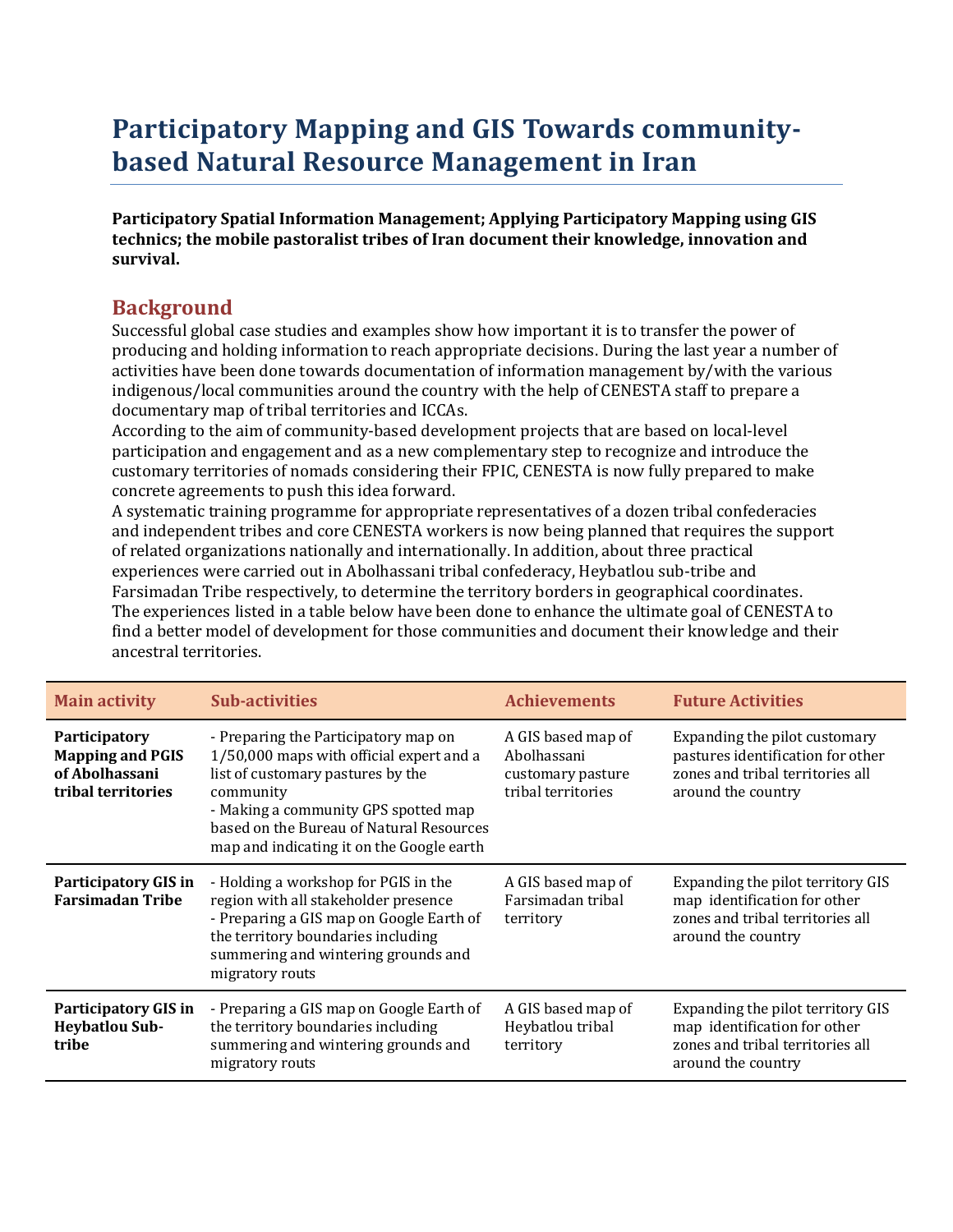# Participatory Mapping and GIS Towards community-based Natural Resource Management in Iran

**Participatory Spatial Information Management; Applying Participatory Mapping using GIS technics; the mobile pastoralist tribes of Iran document their knowledge, innovation and survival.**

## Background

Successful global case studies and examples show how important it is to transfer the power of producing and holding information to reach appropriate decisions. During the last year a number of activities have been done towards documentation of information management by/with the various indigenous/local communities around the country with the help of CENESTA staff to prepare a documentary map of tribal territories and ICCAs.

According to the aim of community-based development projects that are based on local-level participation and engagement and as a new complementary step to recognize and introduce the customary territories of nomads considering their FPIC, CENESTA is now fully prepared to make concrete agreements to push this idea forward.

A systematic training programme for appropriate representatives of a dozen tribal confederacies and independent tribes and core CENESTA workers is now being planned that requires the support of related organizations nationally and internationally. In addition, about three practical experiences were carried out in Abolhassani tribal confederacy, Heybatlou sub-tribe and Farsimadan Tribe respectively, to determine the territory borders in geographical coordinates.

The experiences listed in a table below have been done to enhance the ultimate goal of CENESTA to find a better model of development for those communities and document their knowledge and their ancestral territories.

| Main activity | Sub-activities | Achievements | Future Activities |
|---|---|---|---|
| **Participatory Mapping and PGIS of Abolhassani tribal territories** | - Preparing the Participatory map on 1/50,000 maps with official expert and a list of customary pastures by the community<br>- Making a community GPS spotted map based on the Bureau of Natural Resources map and indicating it on the Google earth | A GIS based map of Abolhassani customary pasture tribal territories | Expanding the pilot customary pastures identification for other zones and tribal territories all around the country |
| **Participatory GIS in Farsimadan Tribe** | - Holding a workshop for PGIS in the region with all stakeholder presence<br>- Preparing a GIS map on Google Earth of the territory boundaries including summering and wintering grounds and migratory routs | A GIS based map of Farsimadan tribal territory | Expanding the pilot territory GIS map identification for other zones and tribal territories all around the country |
| **Participatory GIS in Heybatlou Sub-tribe** | - Preparing a GIS map on Google Earth of the territory boundaries including summering and wintering grounds and migratory routs | A GIS based map of Heybatlou tribal territory | Expanding the pilot territory GIS map identification for other zones and tribal territories all around the country |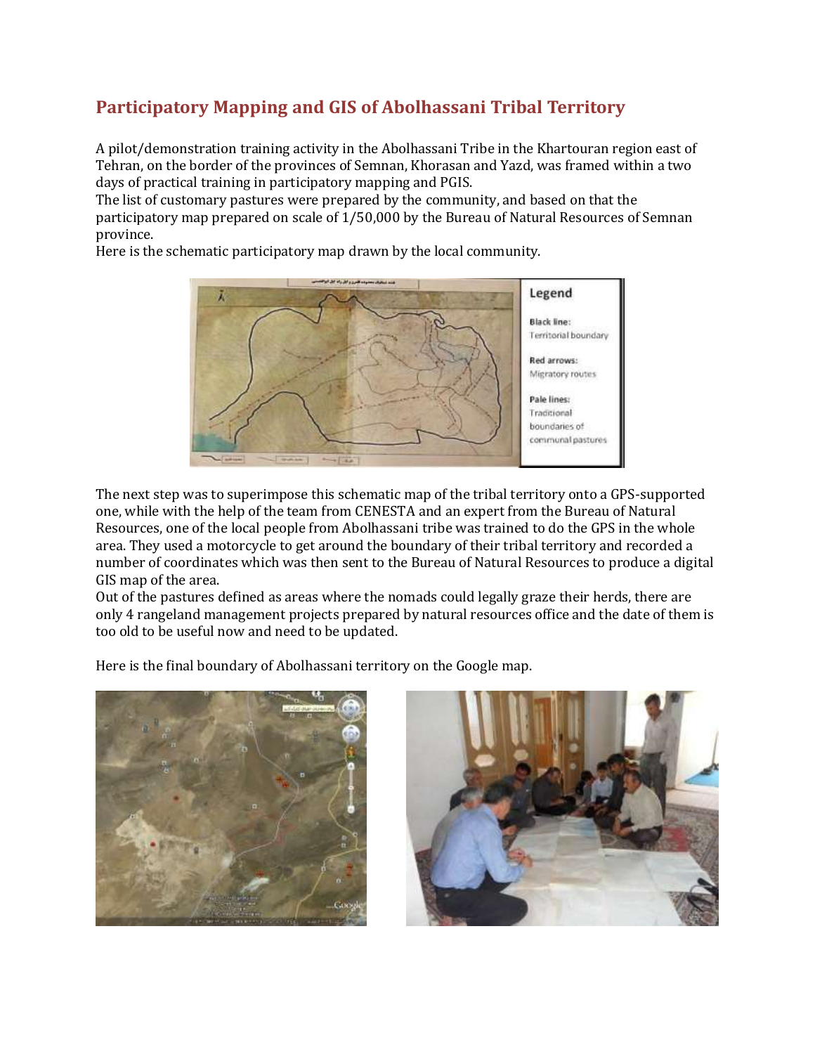## Participatory Mapping and GIS of Abolhassani Tribal Territory

A pilot/demonstration training activity in the Abolhassani Tribe in the Khartouran region east of Tehran, on the border of the provinces of Semnan, Khorasan and Yazd, was framed within a two days of practical training in participatory mapping and PGIS.
The list of customary pastures were prepared by the community, and based on that the participatory map prepared on scale of 1/50,000 by the Bureau of Natural Resources of Semnan province.
Here is the schematic participatory map drawn by the local community.

**Legend**

**Black line:** Territorial boundary

**Red arrows:** Migratory routes

**Pale lines:** Traditional boundaries of communal pastures

The next step was to superimpose this schematic map of the tribal territory onto a GPS-supported one, while with the help of the team from CENESTA and an expert from the Bureau of Natural Resources, one of the local people from Abolhassani tribe was trained to do the GPS in the whole area. They used a motorcycle to get around the boundary of their tribal territory and recorded a number of coordinates which was then sent to the Bureau of Natural Resources to produce a digital GIS map of the area.
Out of the pastures defined as areas where the nomads could legally graze their herds, there are only 4 rangeland management projects prepared by natural resources office and the date of them is too old to be useful now and need to be updated.

Here is the final boundary of Abolhassani territory on the Google map.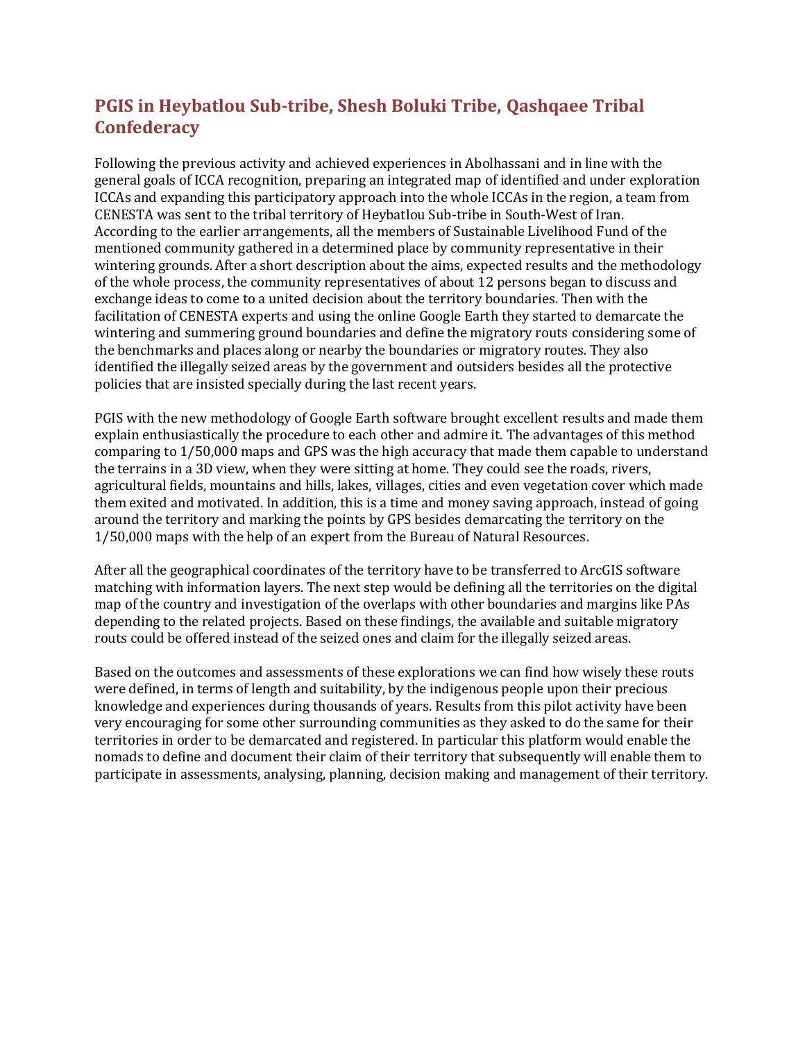## PGIS in Heybatlou Sub-tribe, Shesh Boluki Tribe, Qashqaee Tribal Confederacy

Following the previous activity and achieved experiences in Abolhassani and in line with the general goals of ICCA recognition, preparing an integrated map of identified and under exploration ICCAs and expanding this participatory approach into the whole ICCAs in the region, a team from CENESTA was sent to the tribal territory of Heybatlou Sub-tribe in South-West of Iran. According to the earlier arrangements, all the members of Sustainable Livelihood Fund of the mentioned community gathered in a determined place by community representative in their wintering grounds. After a short description about the aims, expected results and the methodology of the whole process, the community representatives of about 12 persons began to discuss and exchange ideas to come to a united decision about the territory boundaries. Then with the facilitation of CENESTA experts and using the online Google Earth they started to demarcate the wintering and summering ground boundaries and define the migratory routs considering some of the benchmarks and places along or nearby the boundaries or migratory routes. They also identified the illegally seized areas by the government and outsiders besides all the protective policies that are insisted specially during the last recent years.

PGIS with the new methodology of Google Earth software brought excellent results and made them explain enthusiastically the procedure to each other and admire it. The advantages of this method comparing to 1/50,000 maps and GPS was the high accuracy that made them capable to understand the terrains in a 3D view, when they were sitting at home. They could see the roads, rivers, agricultural fields, mountains and hills, lakes, villages, cities and even vegetation cover which made them exited and motivated. In addition, this is a time and money saving approach, instead of going around the territory and marking the points by GPS besides demarcating the territory on the 1/50,000 maps with the help of an expert from the Bureau of Natural Resources.

After all the geographical coordinates of the territory have to be transferred to ArcGIS software matching with information layers. The next step would be defining all the territories on the digital map of the country and investigation of the overlaps with other boundaries and margins like PAs depending to the related projects. Based on these findings, the available and suitable migratory routes could be offered instead of the seized ones and claim for the illegally seized areas.

Based on the outcomes and assessments of these explorations we can find how wisely these routs were defined, in terms of length and suitability, by the indigenous people upon their precious knowledge and experiences during thousands of years. Results from this pilot activity have been very encouraging for some other surrounding communities as they asked to do the same for their territories in order to be demarcated and registered. In particular this platform would enable the nomads to define and document their claim of their territory that subsequently will enable them to participate in assessments, analysing, planning, decision making and management of their territory.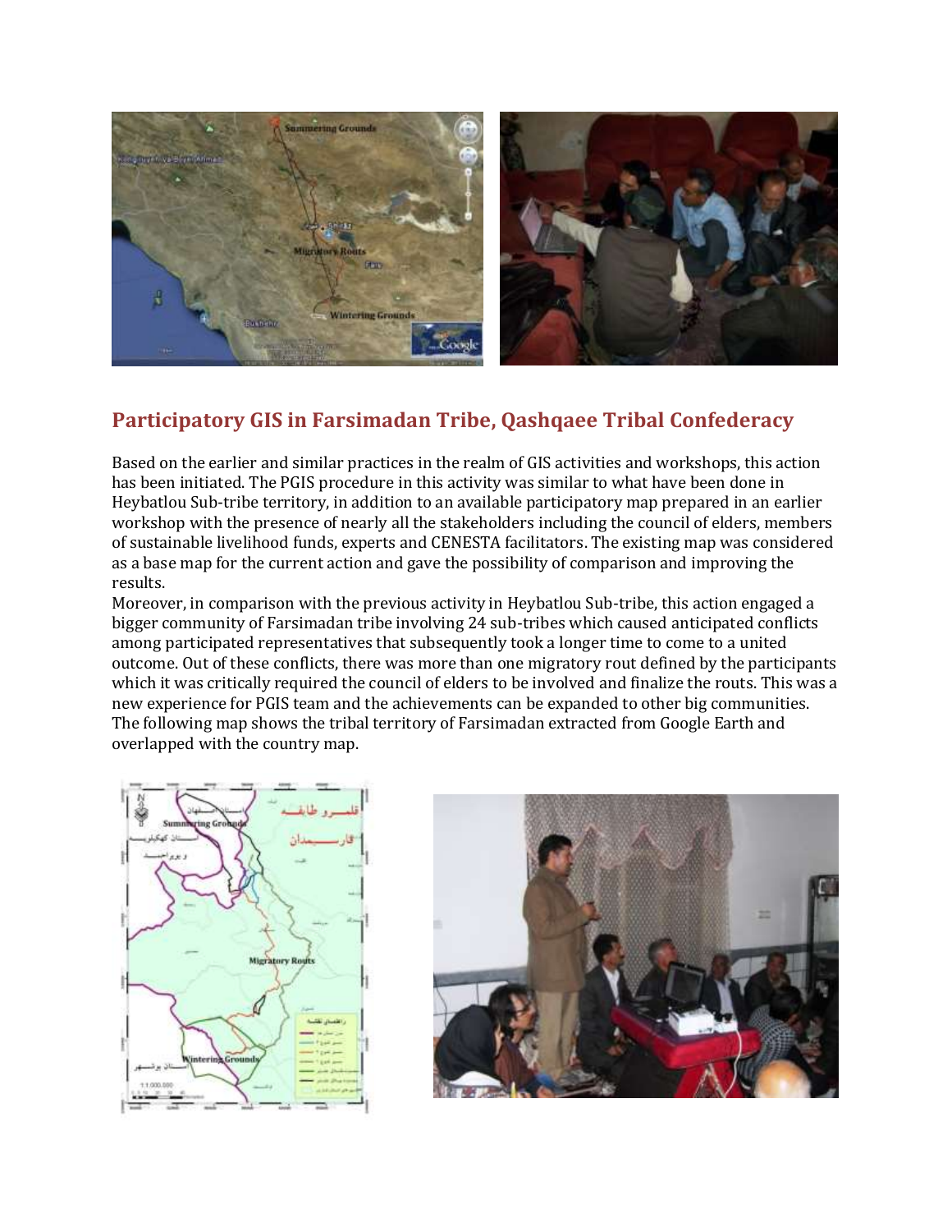## Participatory GIS in Farsimadan Tribe, Qashqaee Tribal Confederacy

Based on the earlier and similar practices in the realm of GIS activities and workshops, this action has been initiated. The PGIS procedure in this activity was similar to what have been done in Heybatlou Sub-tribe territory, in addition to an available participatory map prepared in an earlier workshop with the presence of nearly all the stakeholders including the council of elders, members of sustainable livelihood funds, experts and CENESTA facilitators. The existing map was considered as a base map for the current action and gave the possibility of comparison and improving the results.

Moreover, in comparison with the previous activity in Heybatlou Sub-tribe, this action engaged a bigger community of Farsimadan tribe involving 24 sub-tribes which caused anticipated conflicts among participated representatives that subsequently took a longer time to come to a united outcome. Out of these conflicts, there was more than one migratory rout defined by the participants which it was critically required the council of elders to be involved and finalize the routs. This was a new experience for PGIS team and the achievements can be expanded to other big communities. The following map shows the tribal territory of Farsimadan extracted from Google Earth and overlapped with the country map.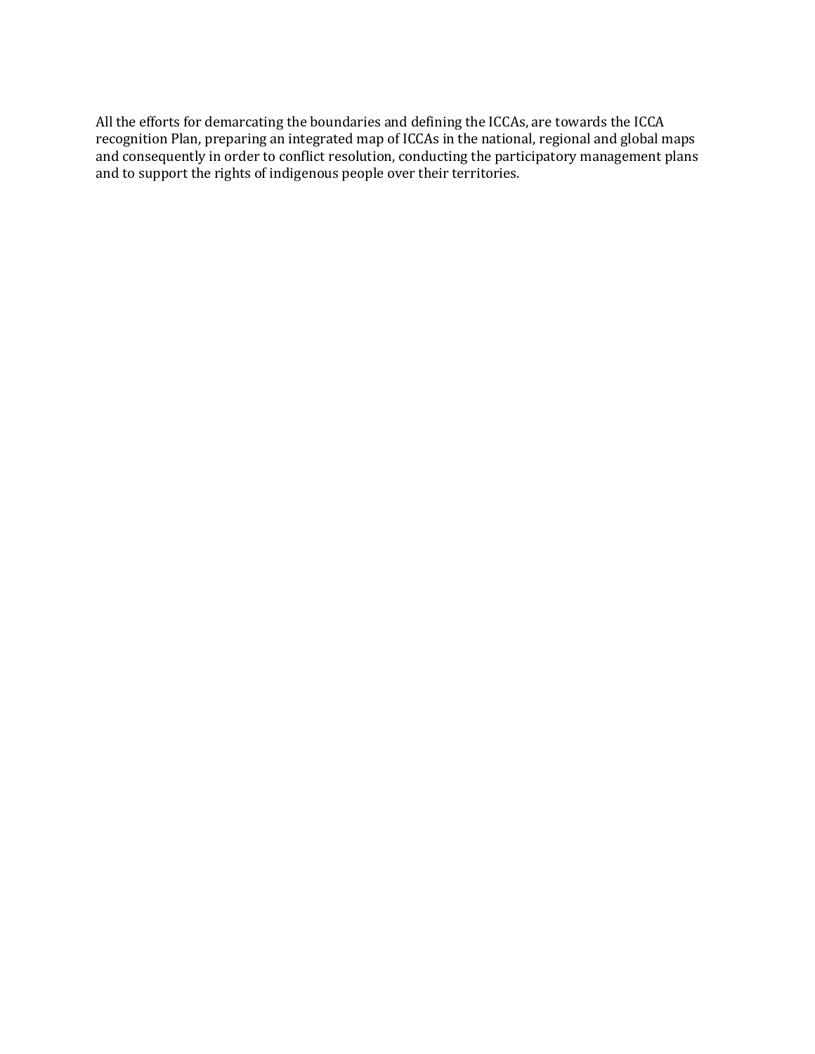All the efforts for demarcating the boundaries and defining the ICCAs, are towards the ICCA recognition Plan, preparing an integrated map of ICCAs in the national, regional and global maps and consequently in order to conflict resolution, conducting the participatory management plans and to support the rights of indigenous people over their territories.